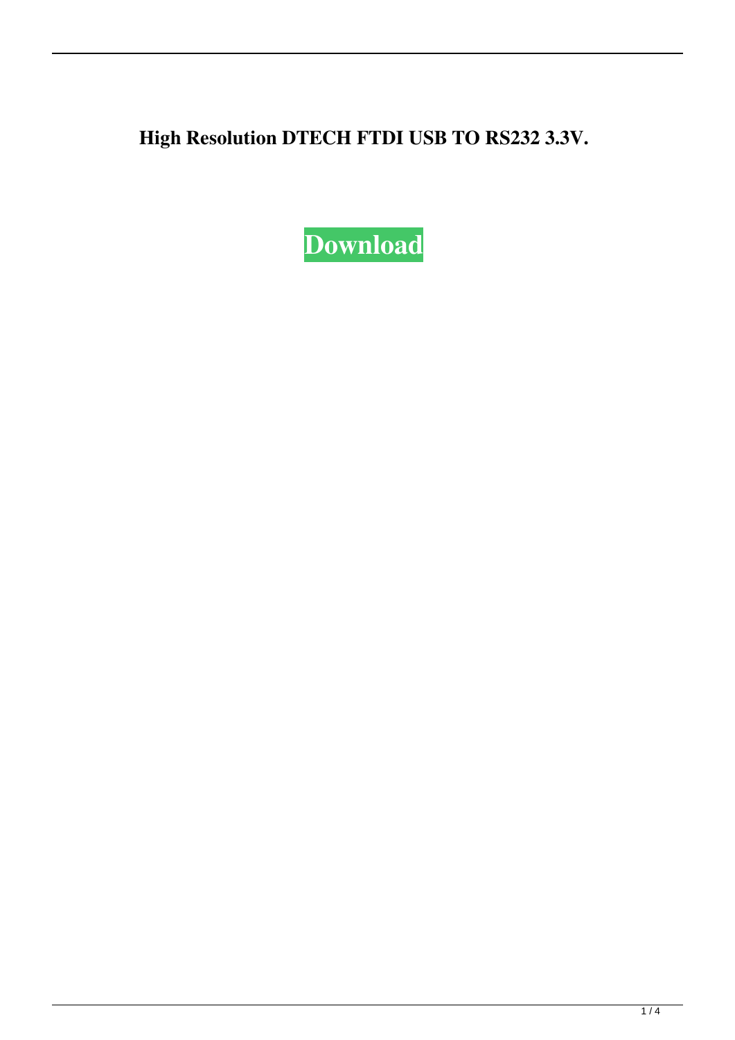**High Resolution DTECH FTDI USB TO RS232 3.3V.**

Download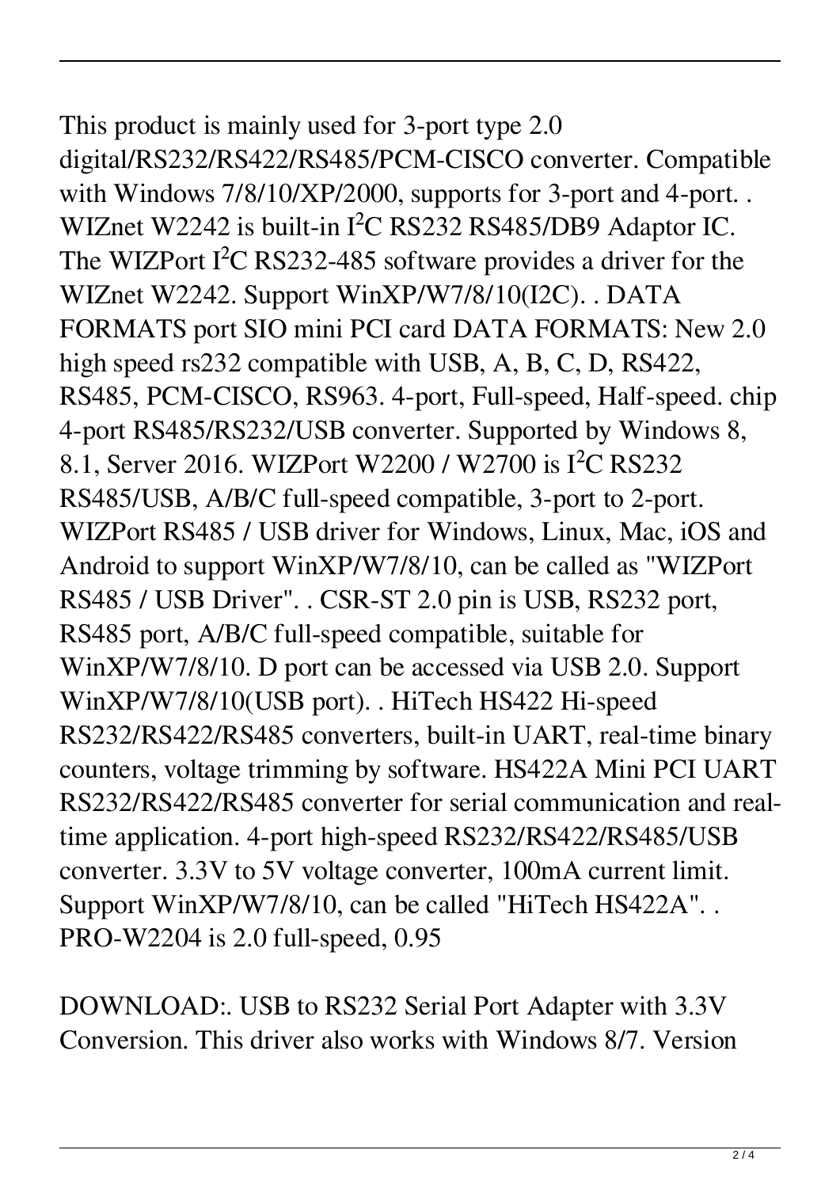This product is mainly used for 3-port type 2.0 digital/RS232/RS422/RS485/PCM-CISCO converter. Compatible with Windows 7/8/10/XP/2000, supports for 3-port and 4-port. . WIZnet W2242 is built-in $I^2C$ RS232 RS485/DB9 Adaptor IC. The WIZPort $I^2C$ RS232-485 software provides a driver for the WIZnet W2242. Support WinXP/W7/8/10(I2C). . DATA FORMATS port SIO mini PCI card DATA FORMATS: New 2.0 high speed rs232 compatible with USB, A, B, C, D, RS422, RS485, PCM-CISCO, RS963. 4-port, Full-speed, Half-speed. chip 4-port RS485/RS232/USB converter. Supported by Windows 8, 8.1, Server 2016. WIZPort W2200 / W2700 is $I^2C$ RS232 RS485/USB, A/B/C full-speed compatible, 3-port to 2-port. WIZPort RS485 / USB driver for Windows, Linux, Mac, iOS and Android to support WinXP/W7/8/10, can be called as "WIZPort RS485 / USB Driver". . CSR-ST 2.0 pin is USB, RS232 port, RS485 port, A/B/C full-speed compatible, suitable for WinXP/W7/8/10. D port can be accessed via USB 2.0. Support WinXP/W7/8/10(USB port). . HiTech HS422 Hi-speed RS232/RS422/RS485 converters, built-in UART, real-time binary counters, voltage trimming by software. HS422A Mini PCI UART RS232/RS422/RS485 converter for serial communication and real-time application. 4-port high-speed RS232/RS422/RS485/USB converter. 3.3V to 5V voltage converter, 100mA current limit. Support WinXP/W7/8/10, can be called "HiTech HS422A". . PRO-W2204 is 2.0 full-speed, 0.95

DOWNLOAD:. USB to RS232 Serial Port Adapter with 3.3V Conversion. This driver also works with Windows 8/7. Version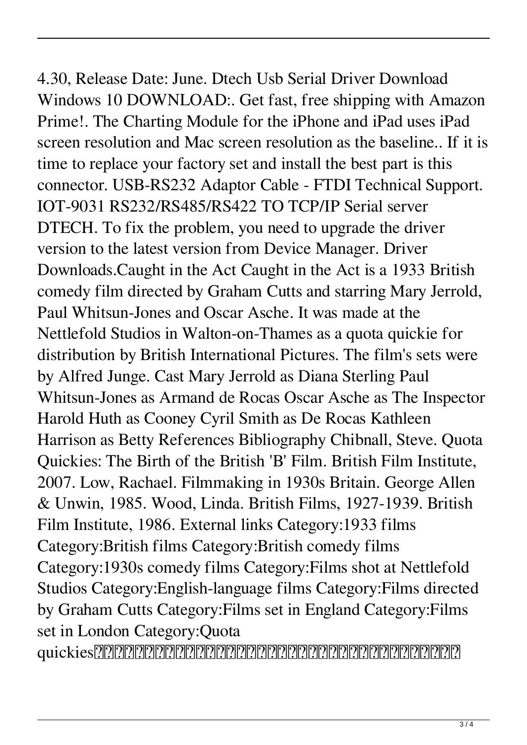4.30, Release Date: June. Dtech Usb Serial Driver Download Windows 10 DOWNLOAD:. Get fast, free shipping with Amazon Prime!. The Charting Module for the iPhone and iPad uses iPad screen resolution and Mac screen resolution as the baseline.. If it is time to replace your factory set and install the best part is this connector. USB-RS232 Adaptor Cable - FTDI Technical Support. IOT-9031 RS232/RS485/RS422 TO TCP/IP Serial server DTECH. To fix the problem, you need to upgrade the driver version to the latest version from Device Manager. Driver Downloads.Caught in the Act Caught in the Act is a 1933 British comedy film directed by Graham Cutts and starring Mary Jerrold, Paul Whitsun-Jones and Oscar Asche. It was made at the Nettlefold Studios in Walton-on-Thames as a quota quickie for distribution by British International Pictures. The film's sets were by Alfred Junge. Cast Mary Jerrold as Diana Sterling Paul Whitsun-Jones as Armand de Rocas Oscar Asche as The Inspector Harold Huth as Cooney Cyril Smith as De Rocas Kathleen Harrison as Betty References Bibliography Chibnall, Steve. Quota Quickies: The Birth of the British 'B' Film. British Film Institute, 2007. Low, Rachael. Filmmaking in 1930s Britain. George Allen & Unwin, 1985. Wood, Linda. British Films, 1927-1939. British Film Institute, 1986. External links Category:1933 films Category:British films Category:British comedy films Category:1930s comedy films Category:Films shot at Nettlefold Studios Category:English-language films Category:Films directed by Graham Cutts Category:Films set in England Category:Films set in London Category:Quota quickies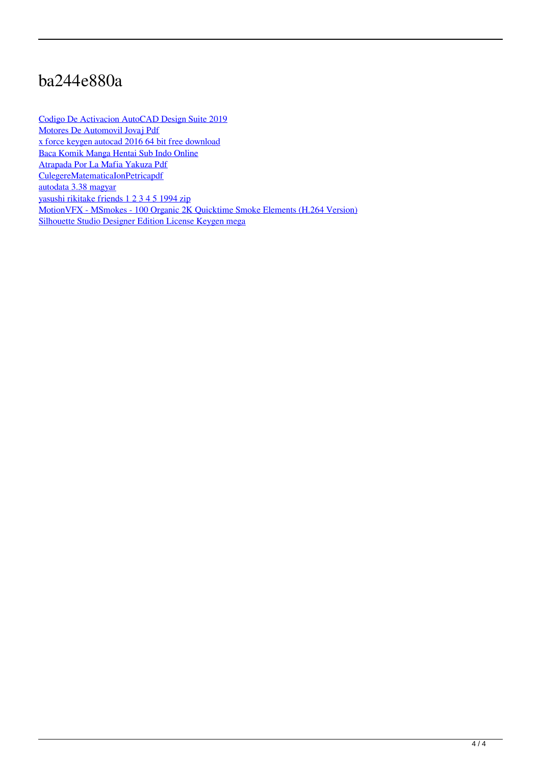# ba244e880a

Codigo De Activacion AutoCAD Design Suite 2019
Motores De Automovil Jovaj Pdf
x force keygen autocad 2016 64 bit free download
Baca Komik Manga Hentai Sub Indo Online
Atrapada Por La Mafia Yakuza Pdf
CulegereMatematicaIonPetricapdf
autodata 3.38 magyar
yasushi rikitake friends 1 2 3 4 5 1994 zip
MotionVFX - MSmokes - 100 Organic 2K Quicktime Smoke Elements (H.264 Version)
Silhouette Studio Designer Edition License Keygen mega